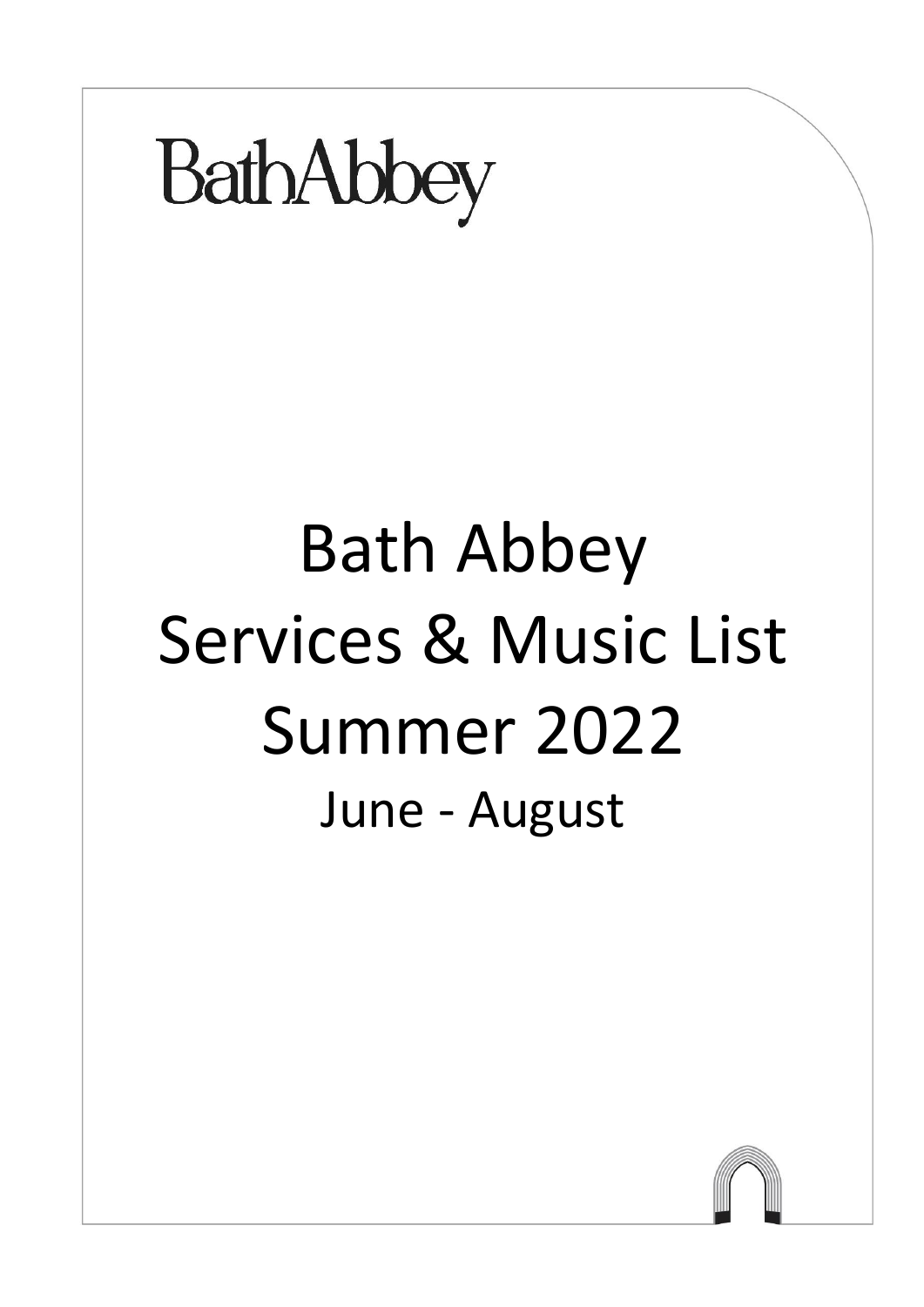BathAbbey

# Bath Abbey Services & Music List Summer 2022

June - August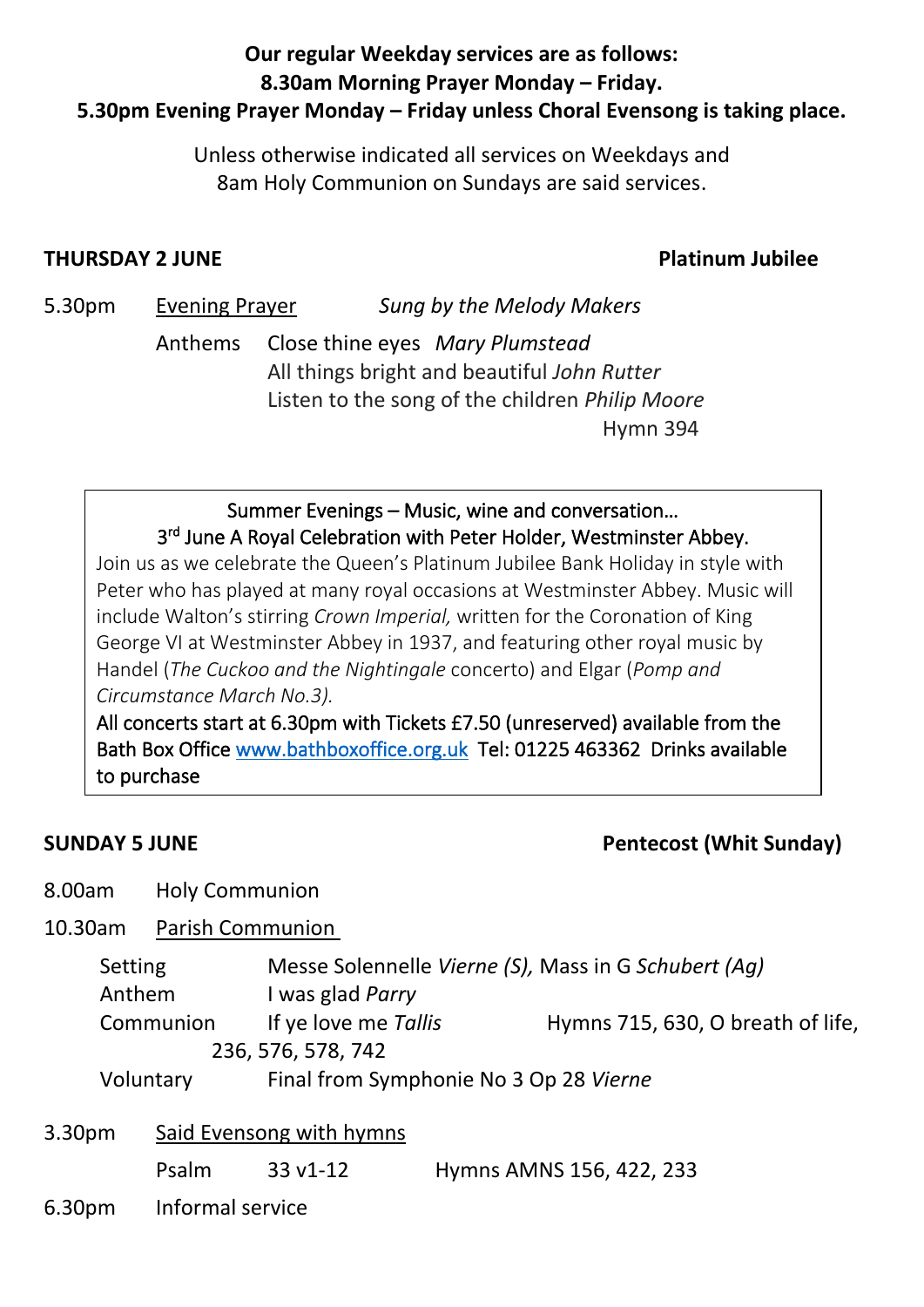**Our regular Weekday services are as follows:**
**8.30am Morning Prayer Monday – Friday.**
**5.30pm Evening Prayer Monday – Friday unless Choral Evensong is taking place.**

Unless otherwise indicated all services on Weekdays and
8am Holy Communion on Sundays are said services.

**THURSDAY 2 JUNE** **Platinum Jubilee**

5.30pm Evening Prayer *Sung by the Melody Makers*

Anthems Close thine eyes *Mary Plumstead*
All things bright and beautiful *John Rutter*
Listen to the song of the children *Philip Moore*
Hymn 394

---

Summer Evenings – Music, wine and conversation…
3rd June A Royal Celebration with Peter Holder, Westminster Abbey.

Join us as we celebrate the Queen's Platinum Jubilee Bank Holiday in style with Peter who has played at many royal occasions at Westminster Abbey. Music will include Walton's stirring *Crown Imperial,* written for the Coronation of King George VI at Westminster Abbey in 1937, and featuring other royal music by Handel (*The Cuckoo and the Nightingale* concerto) and Elgar (*Pomp and Circumstance March No.3).*

All concerts start at 6.30pm with Tickets £7.50 (unreserved) available from the Bath Box Office www.bathboxoffice.org.uk Tel: 01225 463362 Drinks available to purchase

---

**SUNDAY 5 JUNE** **Pentecost (Whit Sunday)**

8.00am Holy Communion

10.30am Parish Communion

Setting Messe Solennelle *Vierne (S),* Mass in G *Schubert (Ag)*
Anthem I was glad *Parry*
Communion If ye love me *Tallis* Hymns 715, 630, O breath of life, 236, 576, 578, 742
Voluntary Final from Symphonie No 3 Op 28 *Vierne*

3.30pm Said Evensong with hymns

Psalm 33 v1-12 Hymns AMNS 156, 422, 233

6.30pm Informal service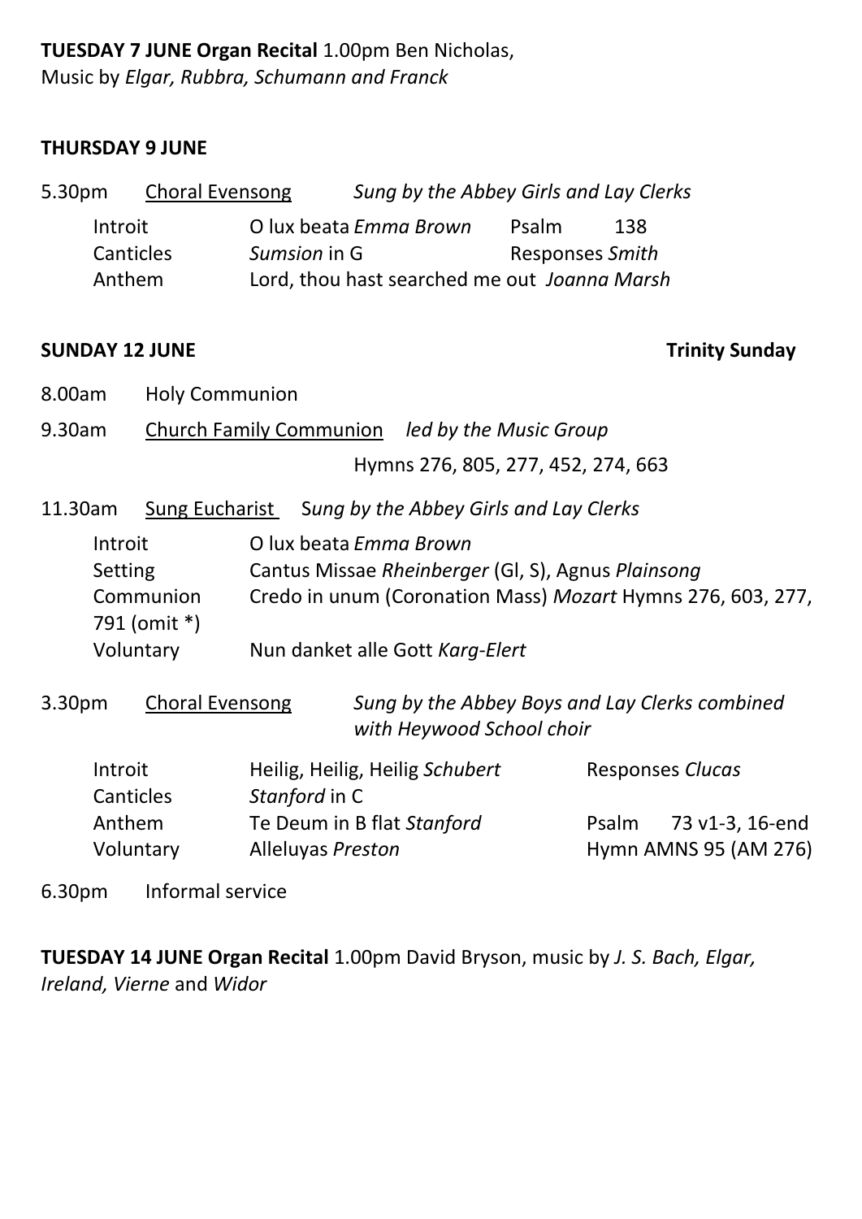**TUESDAY 7 JUNE Organ Recital** 1.00pm Ben Nicholas,
Music by *Elgar, Rubbra, Schumann and Franck*

**THURSDAY 9 JUNE**

5.30pm Choral Evensong *Sung by the Abbey Girls and Lay Clerks*

Introit O lux beata *Emma Brown* Psalm 138
Canticles *Sumsion* in G Responses *Smith*
Anthem Lord, thou hast searched me out *Joanna Marsh*

**SUNDAY 12 JUNE** **Trinity Sunday**

8.00am Holy Communion

9.30am Church Family Communion *led by the Music Group*

Hymns 276, 805, 277, 452, 274, 663

11.30am Sung Eucharist *Sung by the Abbey Girls and Lay Clerks*

Introit O lux beata *Emma Brown*
Setting Cantus Missae *Rheinberger* (Gl, S), Agnus *Plainsong*
Communion Credo in unum (Coronation Mass) *Mozart* Hymns 276, 603, 277, 791 (omit *)
Voluntary Nun danket alle Gott *Karg-Elert*

3.30pm Choral Evensong *Sung by the Abbey Boys and Lay Clerks combined with Heywood School choir*

Introit Heilig, Heilig, Heilig *Schubert* Responses *Clucas*
Canticles *Stanford* in C
Anthem Te Deum in B flat *Stanford* Psalm 73 v1-3, 16-end
Voluntary Alleluyas *Preston* Hymn AMNS 95 (AM 276)

6.30pm Informal service

**TUESDAY 14 JUNE Organ Recital** 1.00pm David Bryson, music by *J. S. Bach, Elgar, Ireland, Vierne* and *Widor*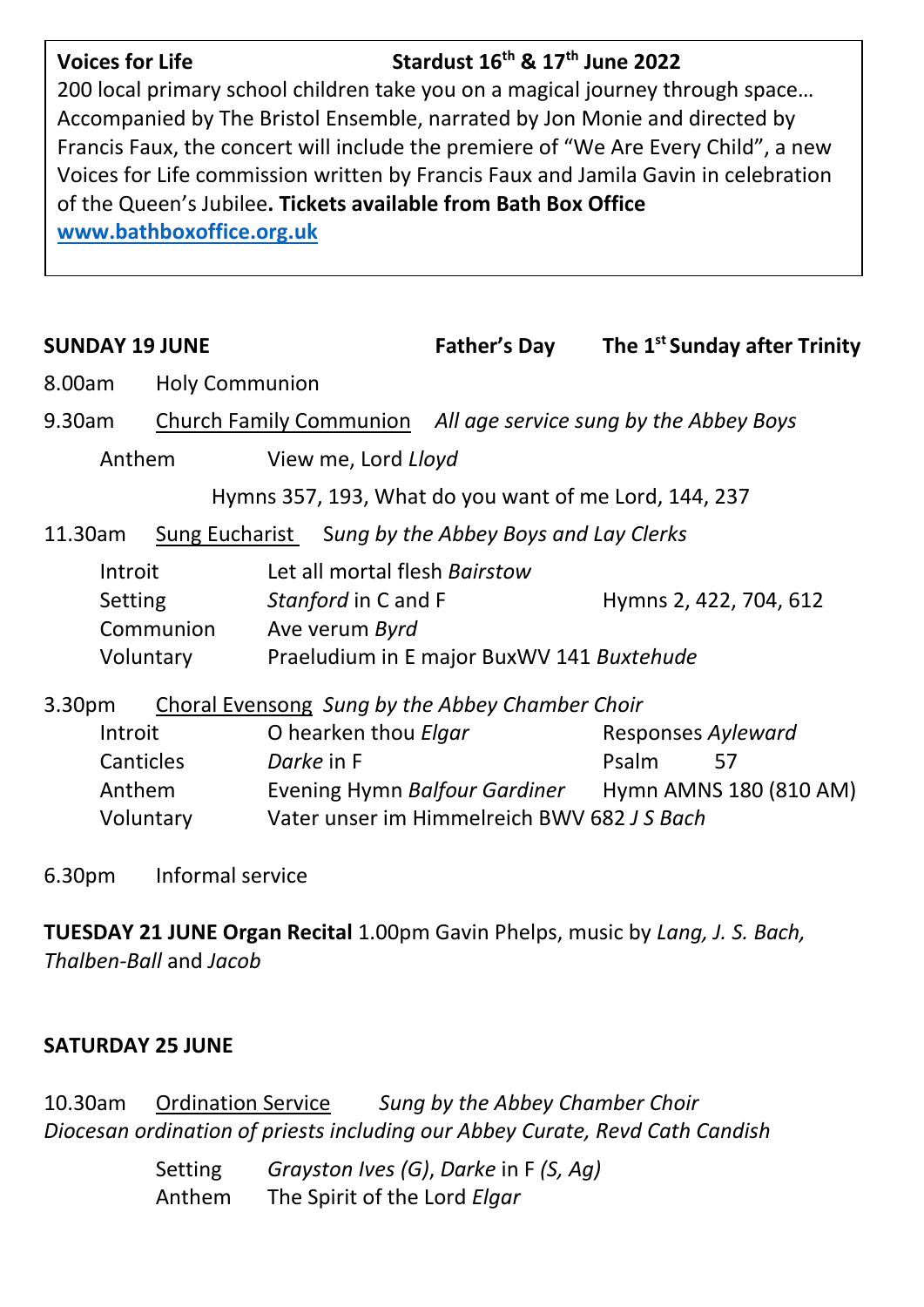**Voices for Life** **Stardust 16th & 17th June 2022**
200 local primary school children take you on a magical journey through space… Accompanied by The Bristol Ensemble, narrated by Jon Monie and directed by Francis Faux, the concert will include the premiere of "We Are Every Child", a new Voices for Life commission written by Francis Faux and Jamila Gavin in celebration of the Queen's Jubilee**. Tickets available from Bath Box Office** [www.bathboxoffice.org.uk](www.bathboxoffice.org.uk)

**SUNDAY 19 JUNE** **Father's Day** **The 1st Sunday after Trinity**

8.00am Holy Communion

9.30am Church Family Communion *All age service sung by the Abbey Boys*

Anthem View me, Lord *Lloyd*

Hymns 357, 193, What do you want of me Lord, 144, 237

11.30am Sung Eucharist *Sung by the Abbey Boys and Lay Clerks*

| | | |
|---|---|---|
| Introit | Let all mortal flesh *Bairstow* | |
| Setting | *Stanford* in C and F | Hymns 2, 422, 704, 612 |
| Communion | Ave verum *Byrd* | |
| Voluntary | Praeludium in E major BuxWV 141 *Buxtehude* | |

3.30pm Choral Evensong *Sung by the Abbey Chamber Choir*

| | | |
|---|---|---|
| Introit | O hearken thou *Elgar* | Responses *Ayleward* |
| Canticles | *Darke* in F | Psalm 57 |
| Anthem | Evening Hymn *Balfour Gardiner* | Hymn AMNS 180 (810 AM) |
| Voluntary | Vater unser im Himmelreich BWV 682 *J S Bach* | |

6.30pm Informal service

**TUESDAY 21 JUNE Organ Recital** 1.00pm Gavin Phelps, music by *Lang, J. S. Bach, Thalben-Ball* and *Jacob*

**SATURDAY 25 JUNE**

10.30am Ordination Service *Sung by the Abbey Chamber Choir*
*Diocesan ordination of priests including our Abbey Curate, Revd Cath Candish*

Setting *Grayston Ives (G)*, *Darke* in F *(S, Ag)*
Anthem The Spirit of the Lord *Elgar*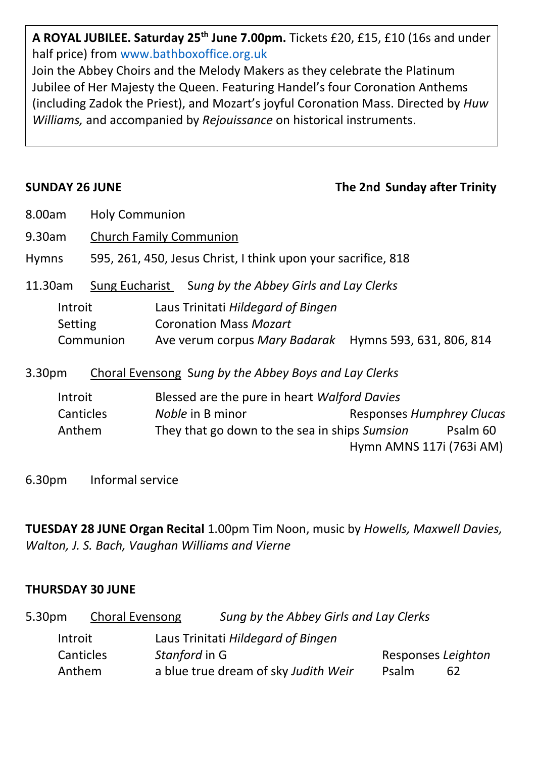**A ROYAL JUBILEE. Saturday 25th June 7.00pm.** Tickets £20, £15, £10 (16s and under half price) from www.bathboxoffice.org.uk
Join the Abbey Choirs and the Melody Makers as they celebrate the Platinum Jubilee of Her Majesty the Queen. Featuring Handel's four Coronation Anthems (including Zadok the Priest), and Mozart's joyful Coronation Mass. Directed by *Huw Williams,* and accompanied by *Rejouissance* on historical instruments.

**SUNDAY 26 JUNE** **The 2nd Sunday after Trinity**

8.00am Holy Communion

9.30am Church Family Communion

Hymns 595, 261, 450, Jesus Christ, I think upon your sacrifice, 818

11.30am Sung Eucharist *Sung by the Abbey Girls and Lay Clerks*

Introit Laus Trinitati *Hildegard of Bingen*
Setting Coronation Mass *Mozart*
Communion Ave verum corpus *Mary Badarak* Hymns 593, 631, 806, 814

3.30pm Choral Evensong *Sung by the Abbey Boys and Lay Clerks*

Introit Blessed are the pure in heart *Walford Davies*
Canticles *Noble* in B minor Responses *Humphrey Clucas*
Anthem They that go down to the sea in ships *Sumsion* Psalm 60
Hymn AMNS 117i (763i AM)

6.30pm Informal service

**TUESDAY 28 JUNE Organ Recital** 1.00pm Tim Noon, music by *Howells, Maxwell Davies, Walton, J. S. Bach, Vaughan Williams and Vierne*

**THURSDAY 30 JUNE**

5.30pm Choral Evensong *Sung by the Abbey Girls and Lay Clerks*

Introit Laus Trinitati *Hildegard of Bingen*
Canticles *Stanford* in G Responses *Leighton*
Anthem a blue true dream of sky *Judith Weir* Psalm 62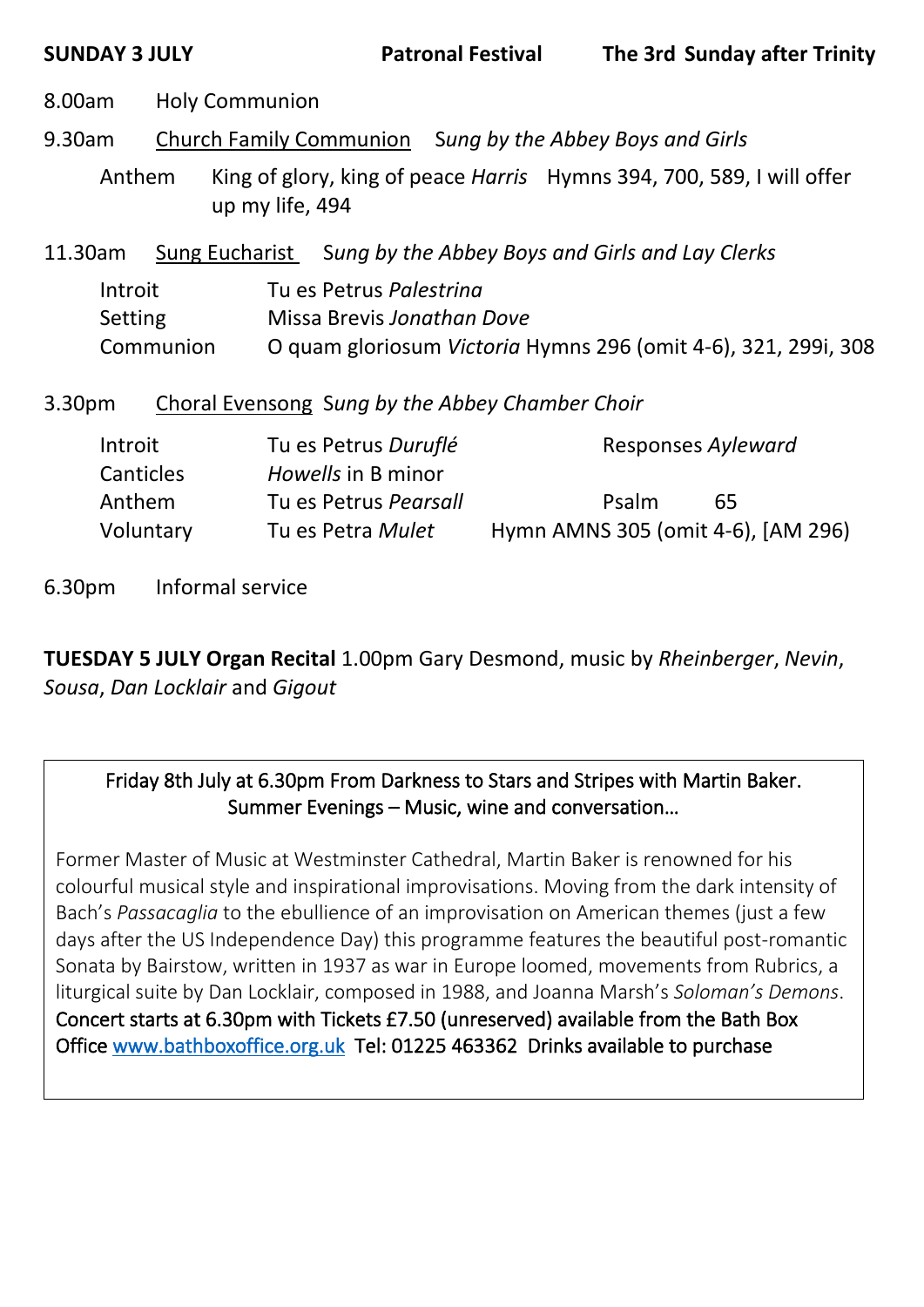**SUNDAY 3 JULY** **Patronal Festival** **The 3rd Sunday after Trinity**

8.00am Holy Communion

9.30am Church Family Communion *Sung by the Abbey Boys and Girls*

Anthem King of glory, king of peace *Harris* Hymns 394, 700, 589, I will offer up my life, 494

11.30am Sung Eucharist *Sung by the Abbey Boys and Girls and Lay Clerks*

| | |
|---|---|
| Introit | Tu es Petrus *Palestrina* |
| Setting | Missa Brevis *Jonathan Dove* |
| Communion | O quam gloriosum *Victoria* Hymns 296 (omit 4-6), 321, 299i, 308 |

3.30pm Choral Evensong *Sung by the Abbey Chamber Choir*

| | | |
|---|---|---|
| Introit | Tu es Petrus *Duruflé* | Responses *Ayleward* |
| Canticles | *Howells* in B minor | |
| Anthem | Tu es Petrus *Pearsall* | Psalm 65 |
| Voluntary | Tu es Petra *Mulet* | Hymn AMNS 305 (omit 4-6), [AM 296] |

6.30pm Informal service

**TUESDAY 5 JULY Organ Recital** 1.00pm Gary Desmond, music by *Rheinberger*, *Nevin*, *Sousa*, *Dan Locklair* and *Gigout*

Friday 8th July at 6.30pm From Darkness to Stars and Stripes with Martin Baker.
Summer Evenings – Music, wine and conversation…

Former Master of Music at Westminster Cathedral, Martin Baker is renowned for his colourful musical style and inspirational improvisations. Moving from the dark intensity of Bach's *Passacaglia* to the ebullience of an improvisation on American themes (just a few days after the US Independence Day) this programme features the beautiful post-romantic Sonata by Bairstow, written in 1937 as war in Europe loomed, movements from Rubrics, a liturgical suite by Dan Locklair, composed in 1988, and Joanna Marsh's *Soloman's Demons*.
Concert starts at 6.30pm with Tickets £7.50 (unreserved) available from the Bath Box Office www.bathboxoffice.org.uk Tel: 01225 463362 Drinks available to purchase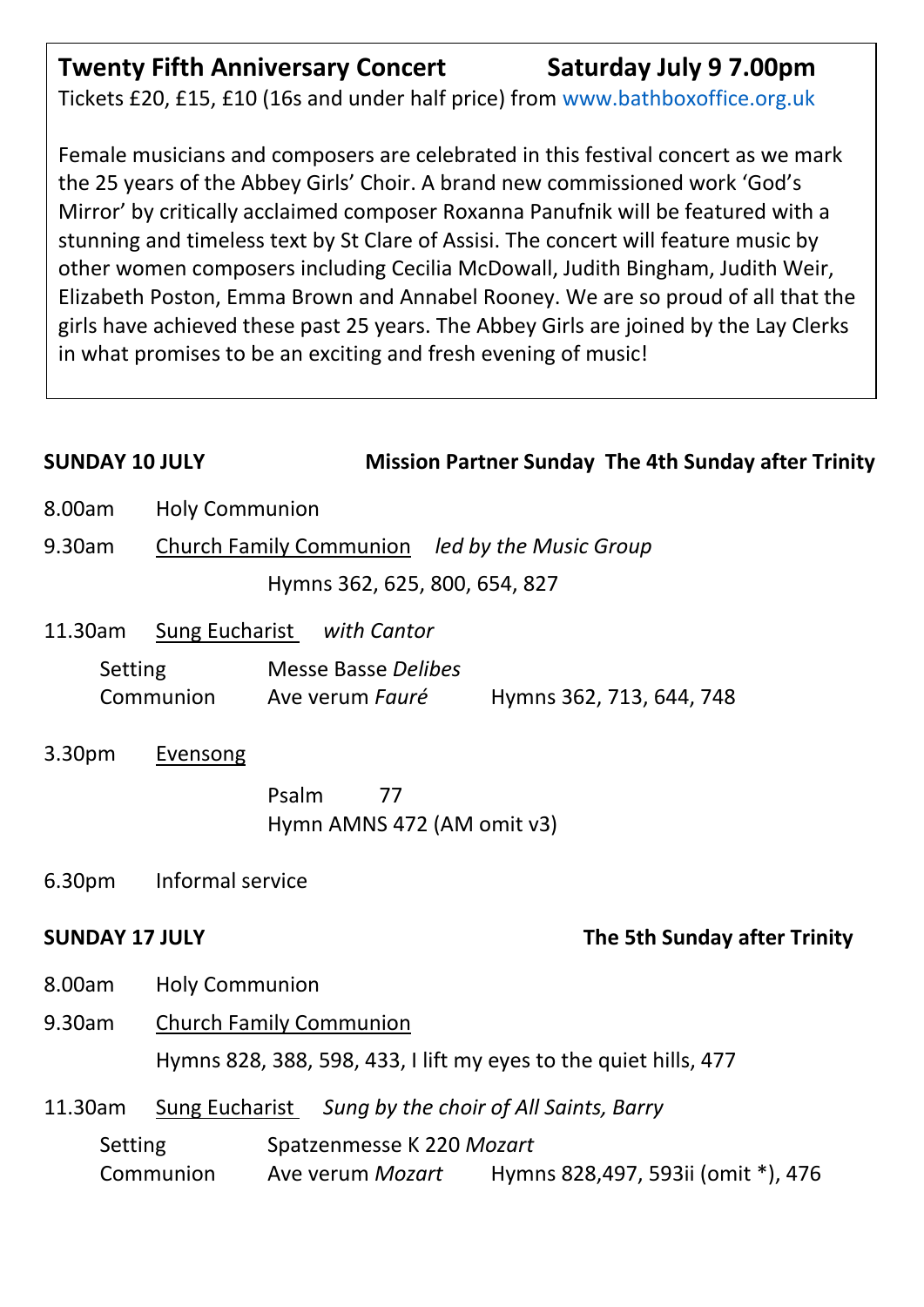**Twenty Fifth Anniversary Concert** **Saturday July 9 7.00pm**

Tickets £20, £15, £10 (16s and under half price) from www.bathboxoffice.org.uk

Female musicians and composers are celebrated in this festival concert as we mark the 25 years of the Abbey Girls' Choir. A brand new commissioned work 'God's Mirror' by critically acclaimed composer Roxanna Panufnik will be featured with a stunning and timeless text by St Clare of Assisi. The concert will feature music by other women composers including Cecilia McDowall, Judith Bingham, Judith Weir, Elizabeth Poston, Emma Brown and Annabel Rooney. We are so proud of all that the girls have achieved these past 25 years. The Abbey Girls are joined by the Lay Clerks in what promises to be an exciting and fresh evening of music!

**SUNDAY 10 JULY** **Mission Partner Sunday The 4th Sunday after Trinity**

8.00am Holy Communion

9.30am Church Family Communion *led by the Music Group*

Hymns 362, 625, 800, 654, 827

11.30am Sung Eucharist *with Cantor*

Setting Messe Basse *Delibes*
Communion Ave verum *Fauré* Hymns 362, 713, 644, 748

3.30pm Evensong

Psalm 77
Hymn AMNS 472 (AM omit v3)

6.30pm Informal service

**SUNDAY 17 JULY** **The 5th Sunday after Trinity**

8.00am Holy Communion

9.30am Church Family Communion

Hymns 828, 388, 598, 433, I lift my eyes to the quiet hills, 477

11.30am Sung Eucharist *Sung by the choir of All Saints, Barry*

Setting Spatzenmesse K 220 *Mozart*
Communion Ave verum *Mozart* Hymns 828,497, 593ii (omit *), 476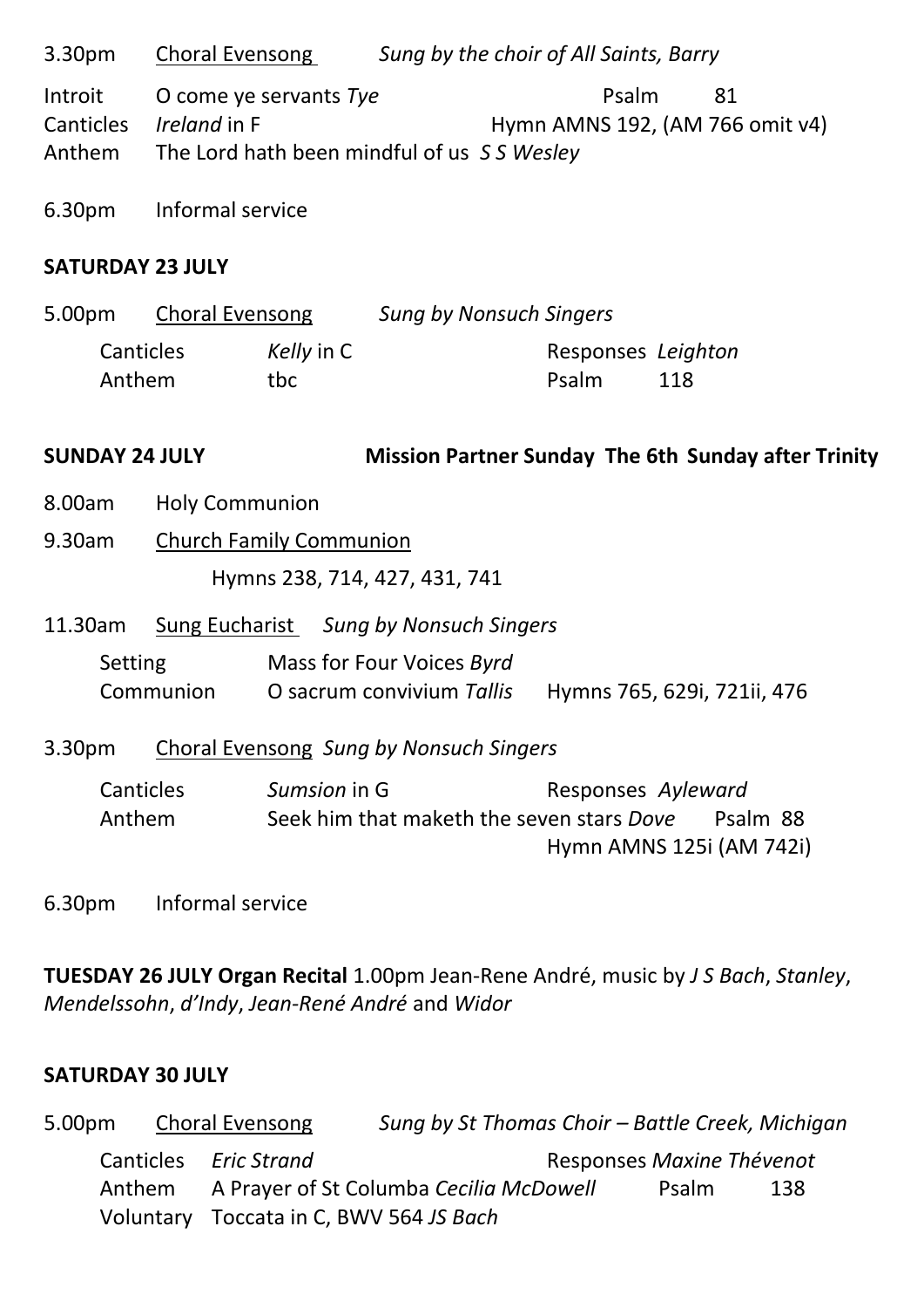3.30pm <u>Choral Evensong</u> *Sung by the choir of All Saints, Barry*

Introit O come ye servants *Tye* Psalm 81
Canticles *Ireland* in F Hymn AMNS 192, (AM 766 omit v4)
Anthem The Lord hath been mindful of us *S S Wesley*

6.30pm Informal service

**SATURDAY 23 JULY**

5.00pm <u>Choral Evensong</u> *Sung by Nonsuch Singers*

Canticles *Kelly* in C Responses *Leighton*
Anthem tbc Psalm 118

**SUNDAY 24 JULY** **Mission Partner Sunday The 6th Sunday after Trinity**

8.00am Holy Communion

9.30am <u>Church Family Communion</u>

Hymns 238, 714, 427, 431, 741

11.30am <u>Sung Eucharist</u> *Sung by Nonsuch Singers*

Setting Mass for Four Voices *Byrd*
Communion O sacrum convivium *Tallis* Hymns 765, 629i, 721ii, 476

3.30pm <u>Choral Evensong</u> *Sung by Nonsuch Singers*

Canticles *Sumsion* in G Responses *Ayleward*
Anthem Seek him that maketh the seven stars *Dove* Psalm 88
Hymn AMNS 125i (AM 742i)

6.30pm Informal service

**TUESDAY 26 JULY Organ Recital** 1.00pm Jean-Rene André, music by *J S Bach*, *Stanley*, *Mendelssohn*, *d'Indy*, *Jean-René André* and *Widor*

**SATURDAY 30 JULY**

5.00pm <u>Choral Evensong</u> *Sung by St Thomas Choir – Battle Creek, Michigan*

Canticles *Eric Strand* Responses *Maxine Thévenot*
Anthem A Prayer of St Columba *Cecilia McDowell* Psalm 138
Voluntary Toccata in C, BWV 564 *JS Bach*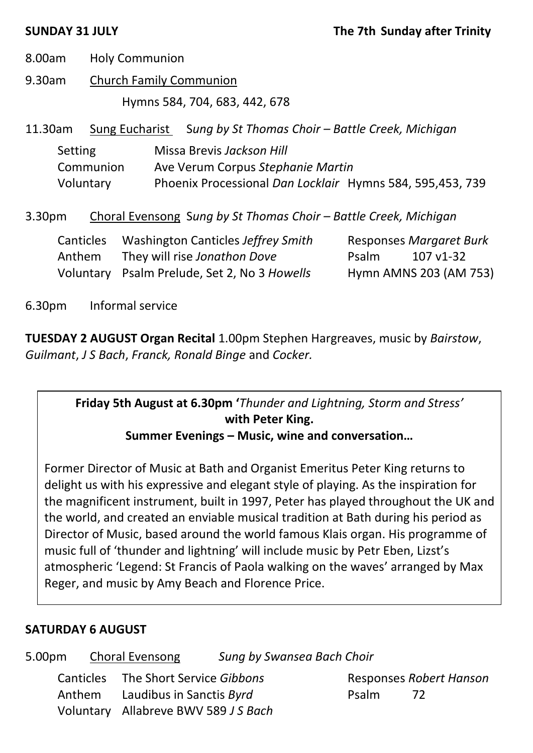**SUNDAY 31 JULY** **The 7th Sunday after Trinity**

8.00am Holy Communion

9.30am Church Family Communion

Hymns 584, 704, 683, 442, 678

11.30am Sung Eucharist *Sung by St Thomas Choir – Battle Creek, Michigan*

| | |
|---|---|
| Setting | Missa Brevis *Jackson Hill* |
| Communion | Ave Verum Corpus *Stephanie Martin* |
| Voluntary | Phoenix Processional *Dan Locklair* Hymns 584, 595,453, 739 |

3.30pm Choral Evensong *Sung by St Thomas Choir – Battle Creek, Michigan*

| | | | |
|---|---|---|---|
| Canticles | Washington Canticles *Jeffrey Smith* | Responses *Margaret Burk* | |
| Anthem | They will rise *Jonathon Dove* | Psalm | 107 v1-32 |
| Voluntary | Psalm Prelude, Set 2, No 3 *Howells* | Hymn AMNS 203 (AM 753) | |

6.30pm Informal service

**TUESDAY 2 AUGUST Organ Recital** 1.00pm Stephen Hargreaves, music by *Bairstow*, *Guilmant*, *J S Bach*, *Franck, Ronald Binge* and *Cocker.*

**Friday 5th August at 6.30pm '***Thunder and Lightning, Storm and Stress'*
**with Peter King.**
**Summer Evenings – Music, wine and conversation…**

Former Director of Music at Bath and Organist Emeritus Peter King returns to delight us with his expressive and elegant style of playing. As the inspiration for the magnificent instrument, built in 1997, Peter has played throughout the UK and the world, and created an enviable musical tradition at Bath during his period as Director of Music, based around the world famous Klais organ. His programme of music full of 'thunder and lightning' will include music by Petr Eben, Lizst's atmospheric 'Legend: St Francis of Paola walking on the waves' arranged by Max Reger, and music by Amy Beach and Florence Price.

**SATURDAY 6 AUGUST**

5.00pm Choral Evensong *Sung by Swansea Bach Choir*

| | | | |
|---|---|---|---|
| Canticles | The Short Service *Gibbons* | Responses *Robert Hanson* | |
| Anthem | Laudibus in Sanctis *Byrd* | Psalm | 72 |
| Voluntary | Allabreve BWV 589 *J S Bach* | | |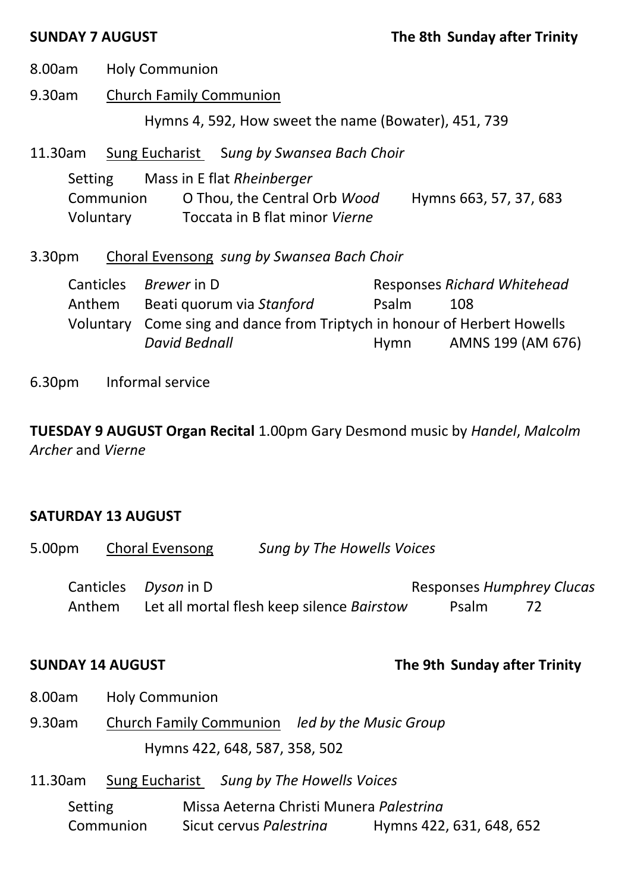**SUNDAY 7 AUGUST** **The 8th Sunday after Trinity**

8.00am Holy Communion

9.30am Church Family Communion

Hymns 4, 592, How sweet the name (Bowater), 451, 739

11.30am Sung Eucharist *Sung by Swansea Bach Choir*

Setting Mass in E flat *Rheinberger*
Communion O Thou, the Central Orb *Wood* Hymns 663, 57, 37, 683
Voluntary Toccata in B flat minor *Vierne*

3.30pm Choral Evensong *sung by Swansea Bach Choir*

Canticles *Brewer* in D Responses *Richard Whitehead*
Anthem Beati quorum via *Stanford* Psalm 108
Voluntary Come sing and dance from Triptych in honour of Herbert Howells *David Bednall* Hymn AMNS 199 (AM 676)

6.30pm Informal service

**TUESDAY 9 AUGUST Organ Recital** 1.00pm Gary Desmond music by *Handel*, *Malcolm Archer* and *Vierne*

**SATURDAY 13 AUGUST**

5.00pm Choral Evensong *Sung by The Howells Voices*

Canticles *Dyson* in D Responses *Humphrey Clucas*
Anthem Let all mortal flesh keep silence *Bairstow* Psalm 72

**SUNDAY 14 AUGUST** **The 9th Sunday after Trinity**

8.00am Holy Communion

9.30am Church Family Communion *led by the Music Group*

Hymns 422, 648, 587, 358, 502

11.30am Sung Eucharist *Sung by The Howells Voices*

Setting Missa Aeterna Christi Munera *Palestrina*
Communion Sicut cervus *Palestrina* Hymns 422, 631, 648, 652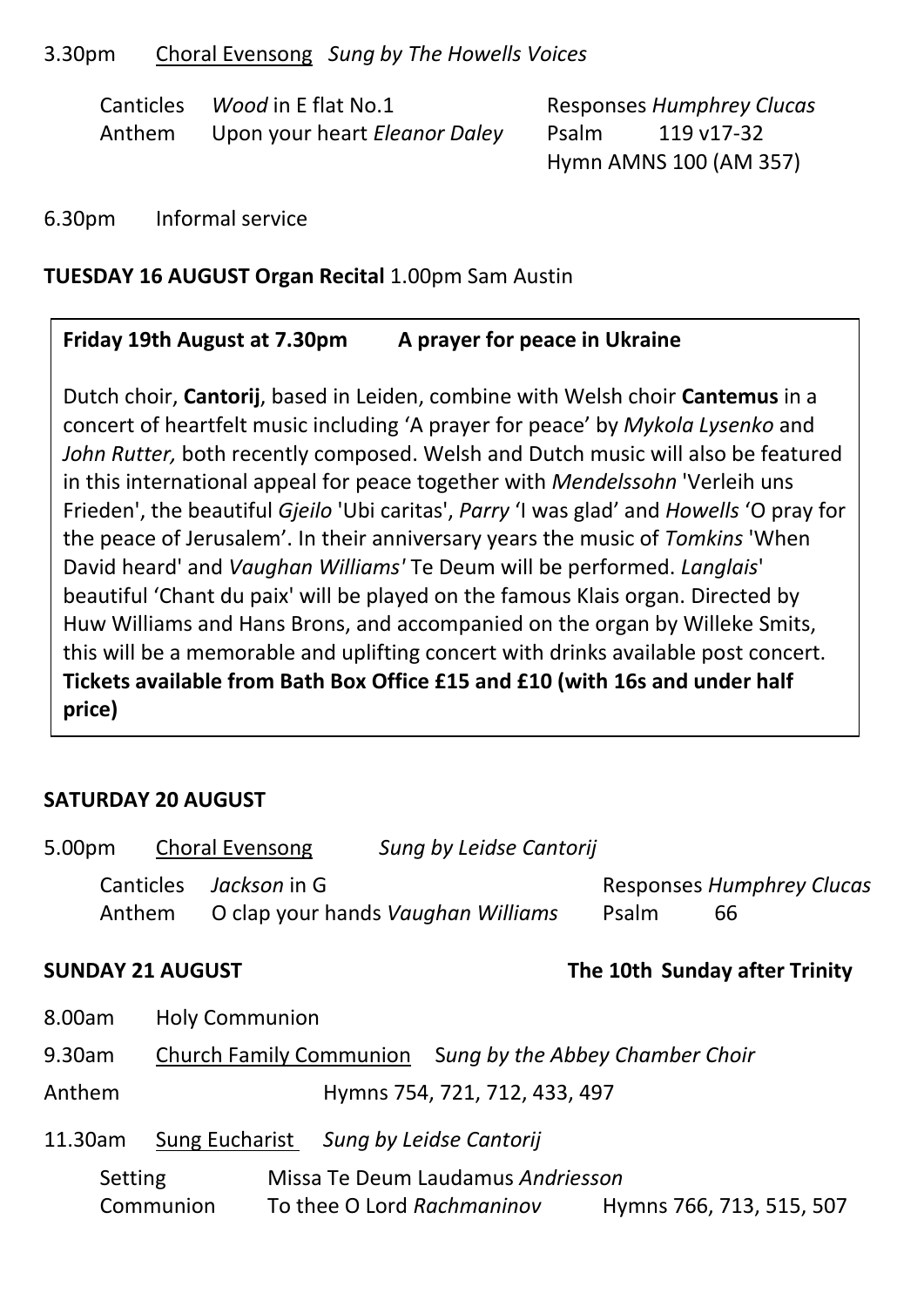3.30pm <u>Choral Evensong</u> *Sung by The Howells Voices*

Canticles *Wood* in E flat No.1 — Responses *Humphrey Clucas*
Anthem Upon your heart *Eleanor Daley* — Psalm 119 v17-32
Hymn AMNS 100 (AM 357)

6.30pm Informal service

**TUESDAY 16 AUGUST Organ Recital** 1.00pm Sam Austin

**Friday 19th August at 7.30pm A prayer for peace in Ukraine**

Dutch choir, **Cantorij**, based in Leiden, combine with Welsh choir **Cantemus** in a concert of heartfelt music including 'A prayer for peace' by *Mykola Lysenko* and *John Rutter,* both recently composed. Welsh and Dutch music will also be featured in this international appeal for peace together with *Mendelssohn* 'Verleih uns Frieden', the beautiful *Gjeilo* 'Ubi caritas', *Parry* 'I was glad' and *Howells* 'O pray for the peace of Jerusalem'. In their anniversary years the music of *Tomkins* 'When David heard' and *Vaughan Williams'* Te Deum will be performed. *Langlais*' beautiful 'Chant du paix' will be played on the famous Klais organ. Directed by Huw Williams and Hans Brons, and accompanied on the organ by Willeke Smits, this will be a memorable and uplifting concert with drinks available post concert. **Tickets available from Bath Box Office £15 and £10 (with 16s and under half price)**

**SATURDAY 20 AUGUST**

5.00pm <u>Choral Evensong</u> *Sung by Leidse Cantorij*

Canticles *Jackson* in G — Responses *Humphrey Clucas*
Anthem O clap your hands *Vaughan Williams* — Psalm 66

**SUNDAY 21 AUGUST** — **The 10th Sunday after Trinity**

8.00am Holy Communion

9.30am <u>Church Family Communion</u> *Sung by the Abbey Chamber Choir*

Anthem — Hymns 754, 721, 712, 433, 497

11.30am <u>Sung Eucharist</u> *Sung by Leidse Cantorij*

Setting Missa Te Deum Laudamus *Andriesson*
Communion To thee O Lord *Rachmaninov* — Hymns 766, 713, 515, 507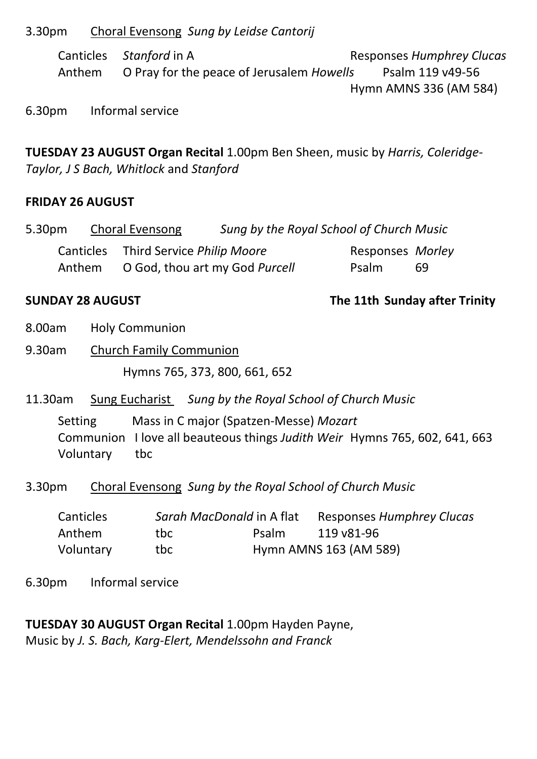3.30pm Choral Evensong *Sung by Leidse Cantorij*

Canticles *Stanford* in A — Responses *Humphrey Clucas*
Anthem O Pray for the peace of Jerusalem *Howells* — Psalm 119 v49-56
Hymn AMNS 336 (AM 584)

6.30pm Informal service

**TUESDAY 23 AUGUST Organ Recital** 1.00pm Ben Sheen, music by *Harris, Coleridge-Taylor, J S Bach, Whitlock* and *Stanford*

**FRIDAY 26 AUGUST**

5.30pm Choral Evensong *Sung by the Royal School of Church Music*

Canticles Third Service *Philip Moore* — Responses *Morley*
Anthem O God, thou art my God *Purcell* — Psalm 69

**SUNDAY 28 AUGUST** **The 11th Sunday after Trinity**

8.00am Holy Communion

9.30am Church Family Communion

Hymns 765, 373, 800, 661, 652

11.30am Sung Eucharist *Sung by the Royal School of Church Music*

Setting Mass in C major (Spatzen-Messe) *Mozart*
Communion I love all beauteous things *Judith Weir* Hymns 765, 602, 641, 663
Voluntary tbc

3.30pm Choral Evensong *Sung by the Royal School of Church Music*

Canticles *Sarah MacDonald* in A flat — Responses *Humphrey Clucas*
Anthem tbc — Psalm 119 v81-96
Voluntary tbc — Hymn AMNS 163 (AM 589)

6.30pm Informal service

**TUESDAY 30 AUGUST Organ Recital** 1.00pm Hayden Payne,
Music by *J. S. Bach, Karg-Elert, Mendelssohn and Franck*